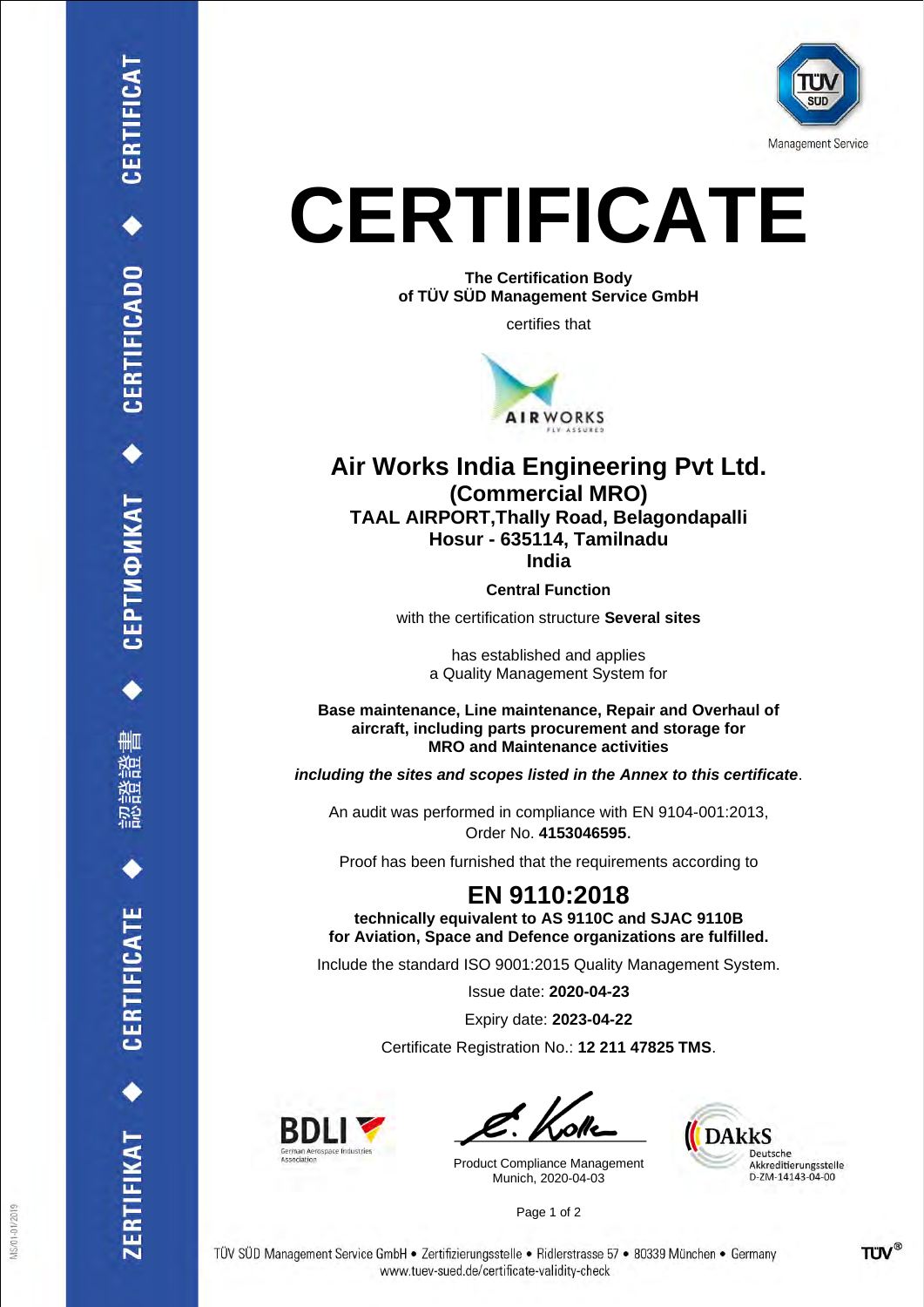# CERTIFICATE

**The Certification Body**
**of TÜV SÜD Management Service GmbH**

certifies that

## Air Works India Engineering Pvt Ltd.
### (Commercial MRO)
**TAAL AIRPORT,Thally Road, Belagondapalli**
**Hosur - 635114, Tamilnadu**
**India**

**Central Function**

with the certification structure **Several sites**

has established and applies
a Quality Management System for

**Base maintenance, Line maintenance, Repair and Overhaul of aircraft, including parts procurement and storage for MRO and Maintenance activities**

***including the sites and scopes listed in the Annex to this certificate***.

An audit was performed in compliance with EN 9104-001:2013,
Order No. **4153046595**.

Proof has been furnished that the requirements according to

## EN 9110:2018

**technically equivalent to AS 9110C and SJAC 9110B**
**for Aviation, Space and Defence organizations are fulfilled.**

Include the standard ISO 9001:2015 Quality Management System.

Issue date: **2020-04-23**

Expiry date: **2023-04-22**

Certificate Registration No.: **12 211 47825 TMS**.

BDLI German Aerospace Industries Association

Product Compliance Management
Munich, 2020-04-03

DAkkS Deutsche Akkreditierungsstelle D-ZM-14143-04-00

TÜV SÜD Management Service GmbH • Zertifizierungsstelle • Ridlerstrasse 57 • 80339 München • Germany
www.tuev-sued.de/certificate-validity-check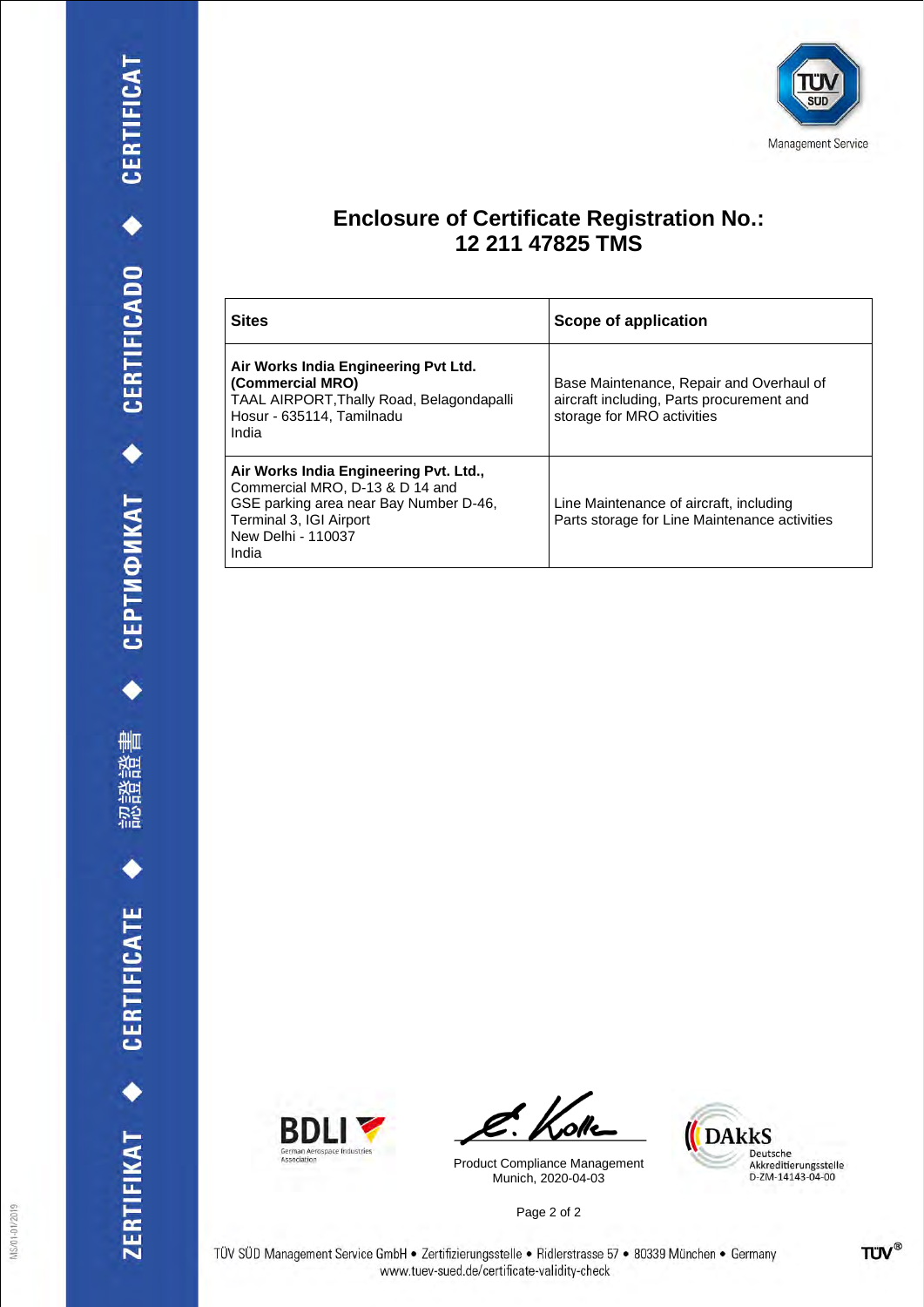Management Service

## Enclosure of Certificate Registration No.: 12 211 47825 TMS

| Sites | Scope of application |
|---|---|
| **Air Works India Engineering Pvt Ltd. (Commercial MRO)** TAAL AIRPORT,Thally Road, Belagondapalli Hosur - 635114, Tamilnadu India | Base Maintenance, Repair and Overhaul of aircraft including, Parts procurement and storage for MRO activities |
| **Air Works India Engineering Pvt. Ltd.,** Commercial MRO, D-13 & D 14 and GSE parking area near Bay Number D-46, Terminal 3, IGI Airport New Delhi - 110037 India | Line Maintenance of aircraft, including Parts storage for Line Maintenance activities |

BDLI German Aerospace Industries Association

Product Compliance Management
Munich, 2020-04-03

DAkkS Deutsche Akkreditierungsstelle D-ZM-14143-04-00

TÜV SÜD Management Service GmbH • Zertifizierungsstelle • Ridlerstrasse 57 • 80339 München • Germany
www.tuev-sued.de/certificate-validity-check